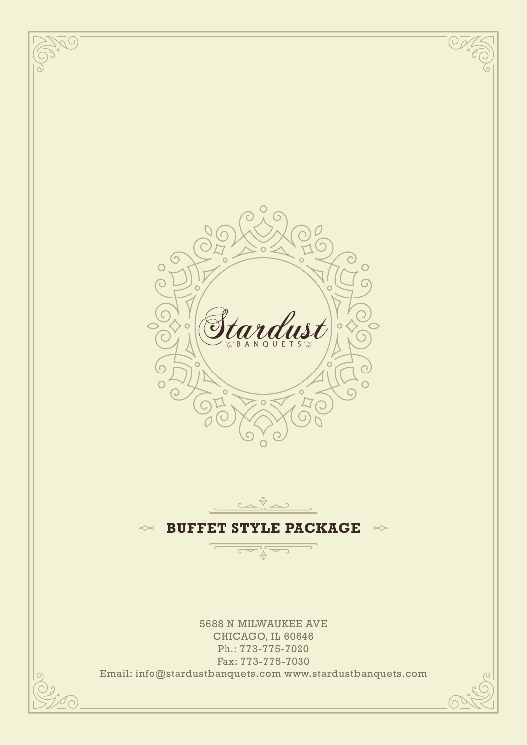# Stardust

BANQUETS

## BUFFET STYLE PACKAGE

5688 N MILWAUKEE AVE
CHICAGO, IL 60646
Ph.: 773-775-7020
Fax: 773-775-7030
Email: info@stardustbanquets.com www.stardustbanquets.com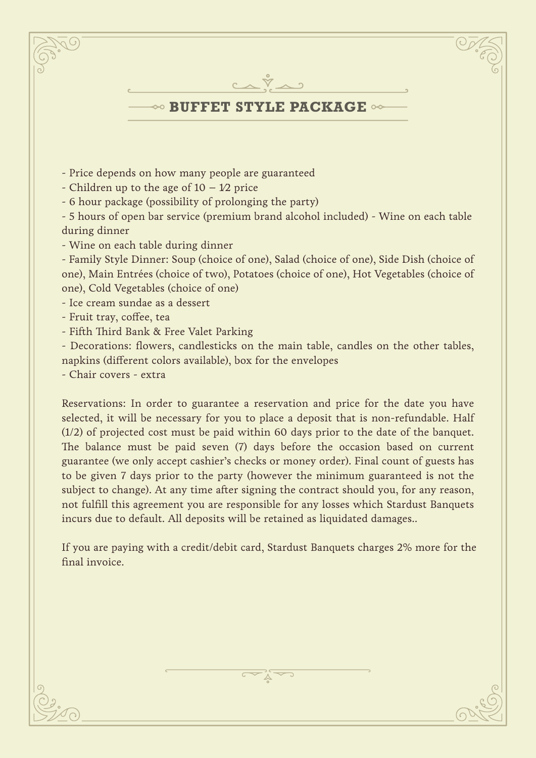## BUFFET STYLE PACKAGE

- Price depends on how many people are guaranteed
- Children up to the age of 10 – 1/2 price
- 6 hour package (possibility of prolonging the party)
- 5 hours of open bar service (premium brand alcohol included) - Wine on each table during dinner
- Wine on each table during dinner
- Family Style Dinner: Soup (choice of one), Salad (choice of one), Side Dish (choice of one), Main Entrées (choice of two), Potatoes (choice of one), Hot Vegetables (choice of one), Cold Vegetables (choice of one)
- Ice cream sundae as a dessert
- Fruit tray, coffee, tea
- Fifth Third Bank & Free Valet Parking
- Decorations: flowers, candlesticks on the main table, candles on the other tables, napkins (different colors available), box for the envelopes
- Chair covers - extra

Reservations: In order to guarantee a reservation and price for the date you have selected, it will be necessary for you to place a deposit that is non-refundable. Half (1/2) of projected cost must be paid within 60 days prior to the date of the banquet. The balance must be paid seven (7) days before the occasion based on current guarantee (we only accept cashier's checks or money order). Final count of guests has to be given 7 days prior to the party (however the minimum guaranteed is not the subject to change). At any time after signing the contract should you, for any reason, not fulfill this agreement you are responsible for any losses which Stardust Banquets incurs due to default. All deposits will be retained as liquidated damages..

If you are paying with a credit/debit card, Stardust Banquets charges 2% more for the final invoice.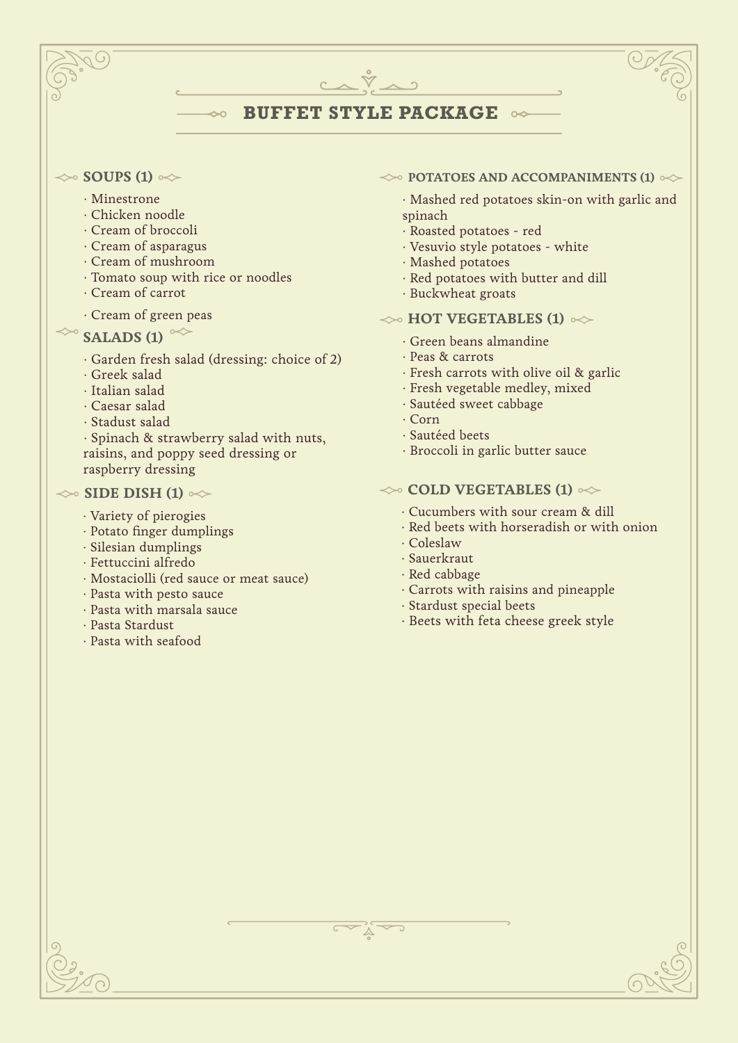# BUFFET STYLE PACKAGE

## SOUPS (1)

- Minestrone
- Chicken noodle
- Cream of broccoli
- Cream of asparagus
- Cream of mushroom
- Tomato soup with rice or noodles
- Cream of carrot
- Cream of green peas

## SALADS (1)

- Garden fresh salad (dressing: choice of 2)
- Greek salad
- Italian salad
- Caesar salad
- Stadust salad
- Spinach & strawberry salad with nuts, raisins, and poppy seed dressing or raspberry dressing

## SIDE DISH (1)

- Variety of pierogies
- Potato finger dumplings
- Silesian dumplings
- Fettuccini alfredo
- Mostaciolli (red sauce or meat sauce)
- Pasta with pesto sauce
- Pasta with marsala sauce
- Pasta Stardust
- Pasta with seafood

## POTATOES AND ACCOMPANIMENTS (1)

- Mashed red potatoes skin-on with garlic and spinach
- Roasted potatoes - red
- Vesuvio style potatoes - white
- Mashed potatoes
- Red potatoes with butter and dill
- Buckwheat groats

## HOT VEGETABLES (1)

- Green beans almandine
- Peas & carrots
- Fresh carrots with olive oil & garlic
- Fresh vegetable medley, mixed
- Sautéed sweet cabbage
- Corn
- Sautéed beets
- Broccoli in garlic butter sauce

## COLD VEGETABLES (1)

- Cucumbers with sour cream & dill
- Red beets with horseradish or with onion
- Coleslaw
- Sauerkraut
- Red cabbage
- Carrots with raisins and pineapple
- Stardust special beets
- Beets with feta cheese greek style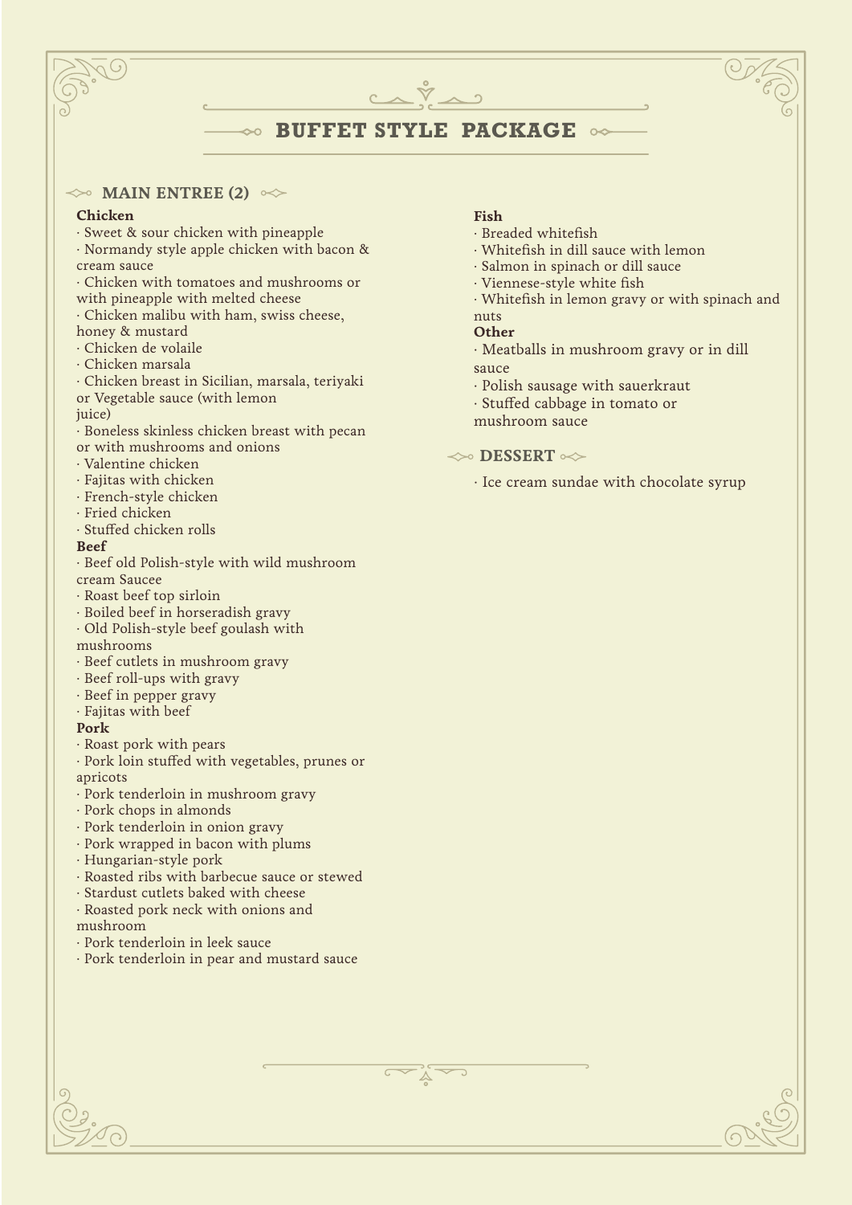# BUFFET STYLE PACKAGE

## MAIN ENTREE (2)

**Chicken**

- Sweet & sour chicken with pineapple
- Normandy style apple chicken with bacon & cream sauce
- Chicken with tomatoes and mushrooms or with pineapple with melted cheese
- Chicken malibu with ham, swiss cheese, honey & mustard
- Chicken de volaile
- Chicken marsala
- Chicken breast in Sicilian, marsala, teriyaki or Vegetable sauce (with lemon juice)
- Boneless skinless chicken breast with pecan or with mushrooms and onions
- Valentine chicken
- Fajitas with chicken
- French-style chicken
- Fried chicken
- Stuffed chicken rolls

**Beef**

- Beef old Polish-style with wild mushroom cream Saucee
- Roast beef top sirloin
- Boiled beef in horseradish gravy
- Old Polish-style beef goulash with mushrooms
- Beef cutlets in mushroom gravy
- Beef roll-ups with gravy
- Beef in pepper gravy
- Fajitas with beef

**Pork**

- Roast pork with pears
- Pork loin stuffed with vegetables, prunes or apricots
- Pork tenderloin in mushroom gravy
- Pork chops in almonds
- Pork tenderloin in onion gravy
- Pork wrapped in bacon with plums
- Hungarian-style pork
- Roasted ribs with barbecue sauce or stewed
- Stardust cutlets baked with cheese
- Roasted pork neck with onions and mushroom
- Pork tenderloin in leek sauce
- Pork tenderloin in pear and mustard sauce

**Fish**

- Breaded whitefish
- Whitefish in dill sauce with lemon
- Salmon in spinach or dill sauce
- Viennese-style white fish
- Whitefish in lemon gravy or with spinach and nuts

**Other**

- Meatballs in mushroom gravy or in dill sauce
- Polish sausage with sauerkraut
- Stuffed cabbage in tomato or mushroom sauce

## DESSERT

- Ice cream sundae with chocolate syrup